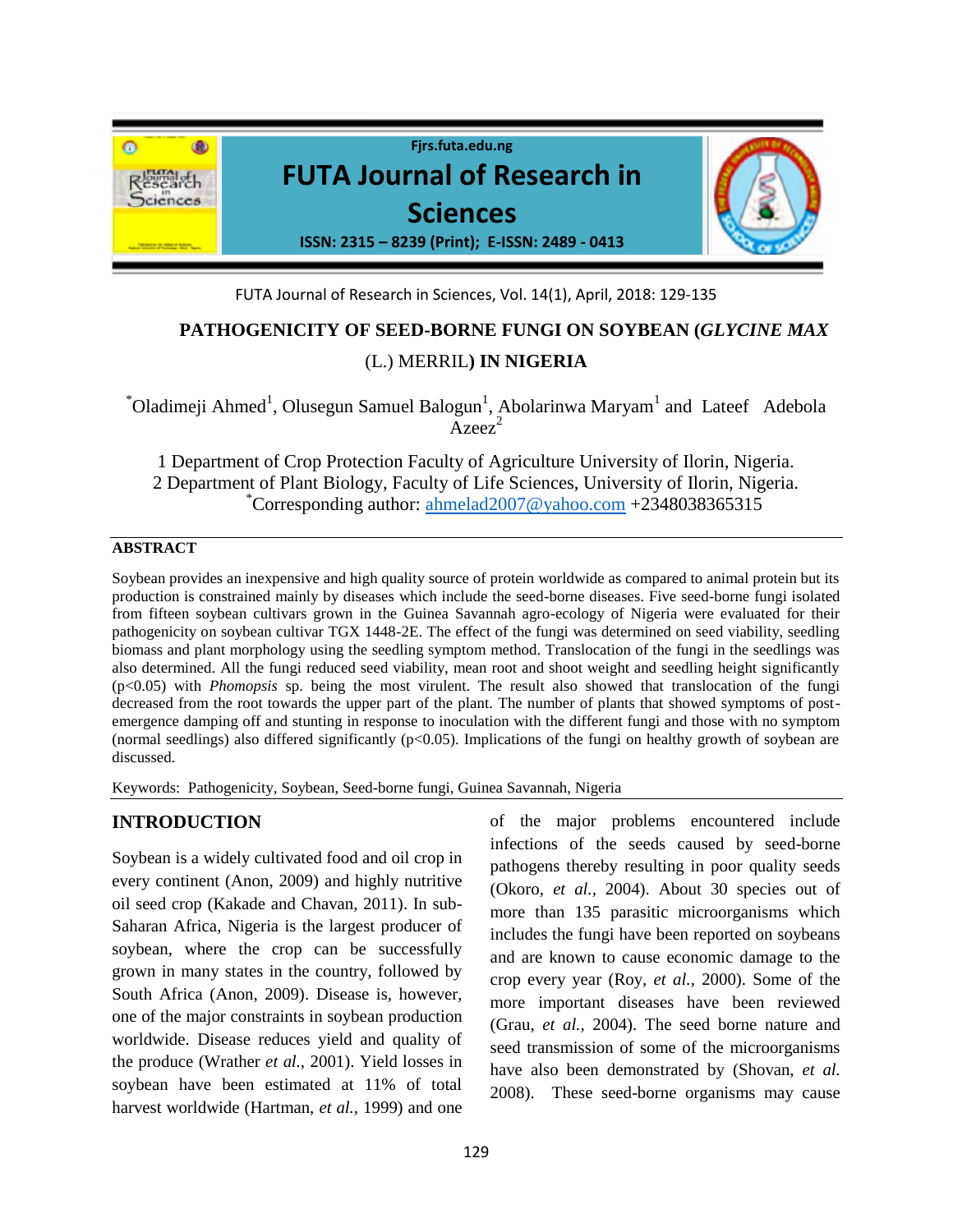# PATHOGENICITY OF SEED-BORNE FUNGI ON SOYBEAN (*GLYCINE MAX* (L.) MERRIL) IN NIGERIA

*Oladimeji Ahmed[1], Olusegun Samuel Balogun[1], Abolarinwa Maryam[1] and Lateef Adebola Azeez[2]

1 Department of Crop Protection Faculty of Agriculture University of Ilorin, Nigeria.
2 Department of Plant Biology, Faculty of Life Sciences, University of Ilorin, Nigeria.
*Corresponding author: ahmelad2007@yahoo.com +2348038365315

## ABSTRACT

Soybean provides an inexpensive and high quality source of protein worldwide as compared to animal protein but its production is constrained mainly by diseases which include the seed-borne diseases. Five seed-borne fungi isolated from fifteen soybean cultivars grown in the Guinea Savannah agro-ecology of Nigeria were evaluated for their pathogenicity on soybean cultivar TGX 1448-2E. The effect of the fungi was determined on seed viability, seedling biomass and plant morphology using the seedling symptom method. Translocation of the fungi in the seedlings was also determined. All the fungi reduced seed viability, mean root and shoot weight and seedling height significantly ($p<0.05$) with *Phomopsis* sp. being the most virulent. The result also showed that translocation of the fungi decreased from the root towards the upper part of the plant. The number of plants that showed symptoms of post-emergence damping off and stunting in response to inoculation with the different fungi and those with no symptom (normal seedlings) also differed significantly ($p<0.05$). Implications of the fungi on healthy growth of soybean are discussed.

Keywords: Pathogenicity, Soybean, Seed-borne fungi, Guinea Savannah, Nigeria

## INTRODUCTION

Soybean is a widely cultivated food and oil crop in every continent (Anon, 2009) and highly nutritive oil seed crop (Kakade and Chavan, 2011). In sub-Saharan Africa, Nigeria is the largest producer of soybean, where the crop can be successfully grown in many states in the country, followed by South Africa (Anon, 2009). Disease is, however, one of the major constraints in soybean production worldwide. Disease reduces yield and quality of the produce (Wrather *et al.*, 2001). Yield losses in soybean have been estimated at 11% of total harvest worldwide (Hartman, *et al.,* 1999) and one of the major problems encountered include infections of the seeds caused by seed-borne pathogens thereby resulting in poor quality seeds (Okoro, *et al.*, 2004). About 30 species out of more than 135 parasitic microorganisms which includes the fungi have been reported on soybeans and are known to cause economic damage to the crop every year (Roy, *et al.,* 2000). Some of the more important diseases have been reviewed (Grau, *et al.,* 2004). The seed borne nature and seed transmission of some of the microorganisms have also been demonstrated by (Shovan, *et al.* 2008). These seed-borne organisms may cause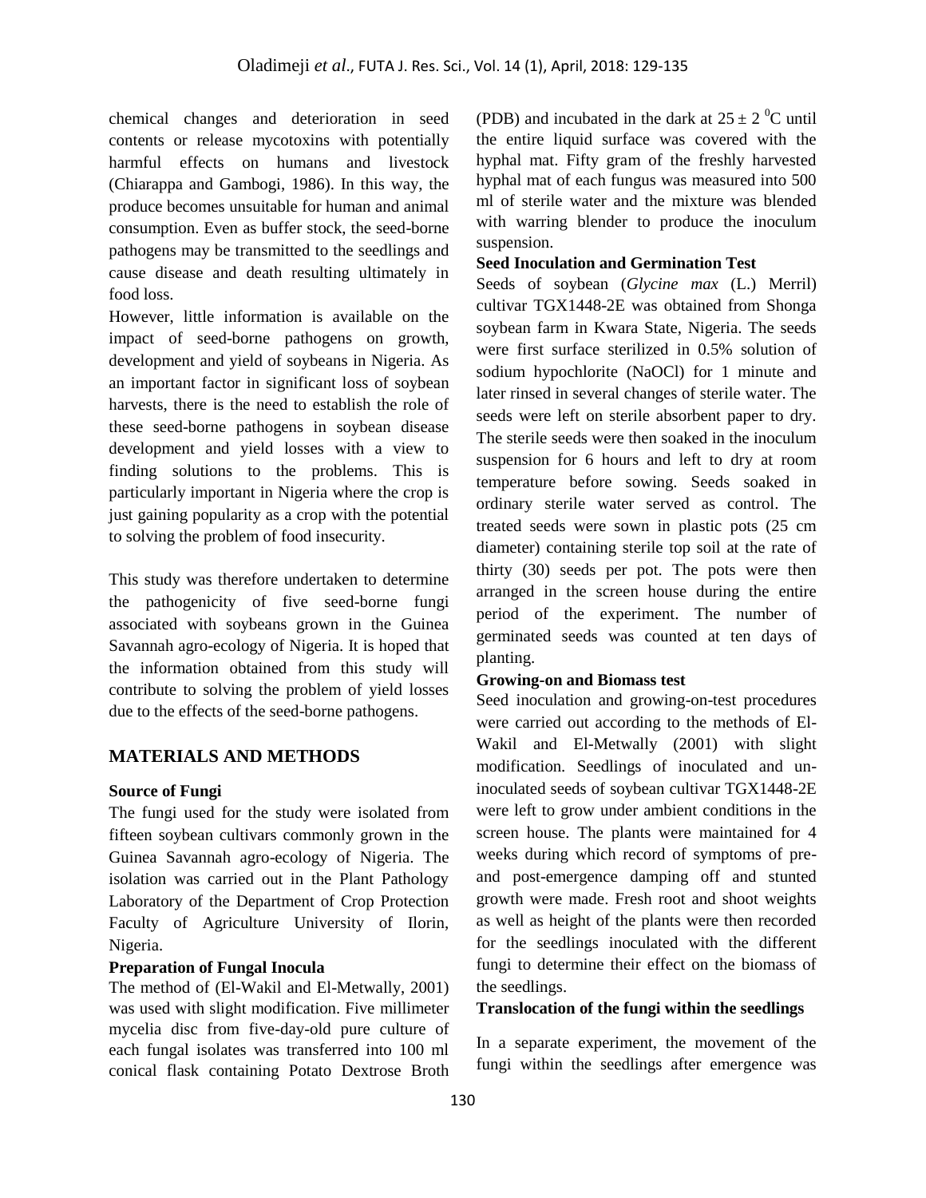chemical changes and deterioration in seed contents or release mycotoxins with potentially harmful effects on humans and livestock (Chiarappa and Gambogi, 1986). In this way, the produce becomes unsuitable for human and animal consumption. Even as buffer stock, the seed-borne pathogens may be transmitted to the seedlings and cause disease and death resulting ultimately in food loss.

However, little information is available on the impact of seed-borne pathogens on growth, development and yield of soybeans in Nigeria. As an important factor in significant loss of soybean harvests, there is the need to establish the role of these seed-borne pathogens in soybean disease development and yield losses with a view to finding solutions to the problems. This is particularly important in Nigeria where the crop is just gaining popularity as a crop with the potential to solving the problem of food insecurity.

This study was therefore undertaken to determine the pathogenicity of five seed-borne fungi associated with soybeans grown in the Guinea Savannah agro-ecology of Nigeria. It is hoped that the information obtained from this study will contribute to solving the problem of yield losses due to the effects of the seed-borne pathogens.

## MATERIALS AND METHODS

**Source of Fungi**

The fungi used for the study were isolated from fifteen soybean cultivars commonly grown in the Guinea Savannah agro-ecology of Nigeria. The isolation was carried out in the Plant Pathology Laboratory of the Department of Crop Protection Faculty of Agriculture University of Ilorin, Nigeria.

**Preparation of Fungal Inocula**

The method of (El-Wakil and El-Metwally, 2001) was used with slight modification. Five millimeter mycelia disc from five-day-old pure culture of each fungal isolates was transferred into 100 ml conical flask containing Potato Dextrose Broth (PDB) and incubated in the dark at $25 \pm 2\ ^0C$ until the entire liquid surface was covered with the hyphal mat. Fifty gram of the freshly harvested hyphal mat of each fungus was measured into 500 ml of sterile water and the mixture was blended with warring blender to produce the inoculum suspension.

**Seed Inoculation and Germination Test**

Seeds of soybean (*Glycine max* (L.) Merril) cultivar TGX1448-2E was obtained from Shonga soybean farm in Kwara State, Nigeria. The seeds were first surface sterilized in 0.5% solution of sodium hypochlorite (NaOCl) for 1 minute and later rinsed in several changes of sterile water. The seeds were left on sterile absorbent paper to dry. The sterile seeds were then soaked in the inoculum suspension for 6 hours and left to dry at room temperature before sowing. Seeds soaked in ordinary sterile water served as control. The treated seeds were sown in plastic pots (25 cm diameter) containing sterile top soil at the rate of thirty (30) seeds per pot. The pots were then arranged in the screen house during the entire period of the experiment. The number of germinated seeds was counted at ten days of planting.

**Growing-on and Biomass test**

Seed inoculation and growing-on-test procedures were carried out according to the methods of El-Wakil and El-Metwally (2001) with slight modification. Seedlings of inoculated and un-inoculated seeds of soybean cultivar TGX1448-2E were left to grow under ambient conditions in the screen house. The plants were maintained for 4 weeks during which record of symptoms of pre- and post-emergence damping off and stunted growth were made. Fresh root and shoot weights as well as height of the plants were then recorded for the seedlings inoculated with the different fungi to determine their effect on the biomass of the seedlings.

**Translocation of the fungi within the seedlings**

In a separate experiment, the movement of the fungi within the seedlings after emergence was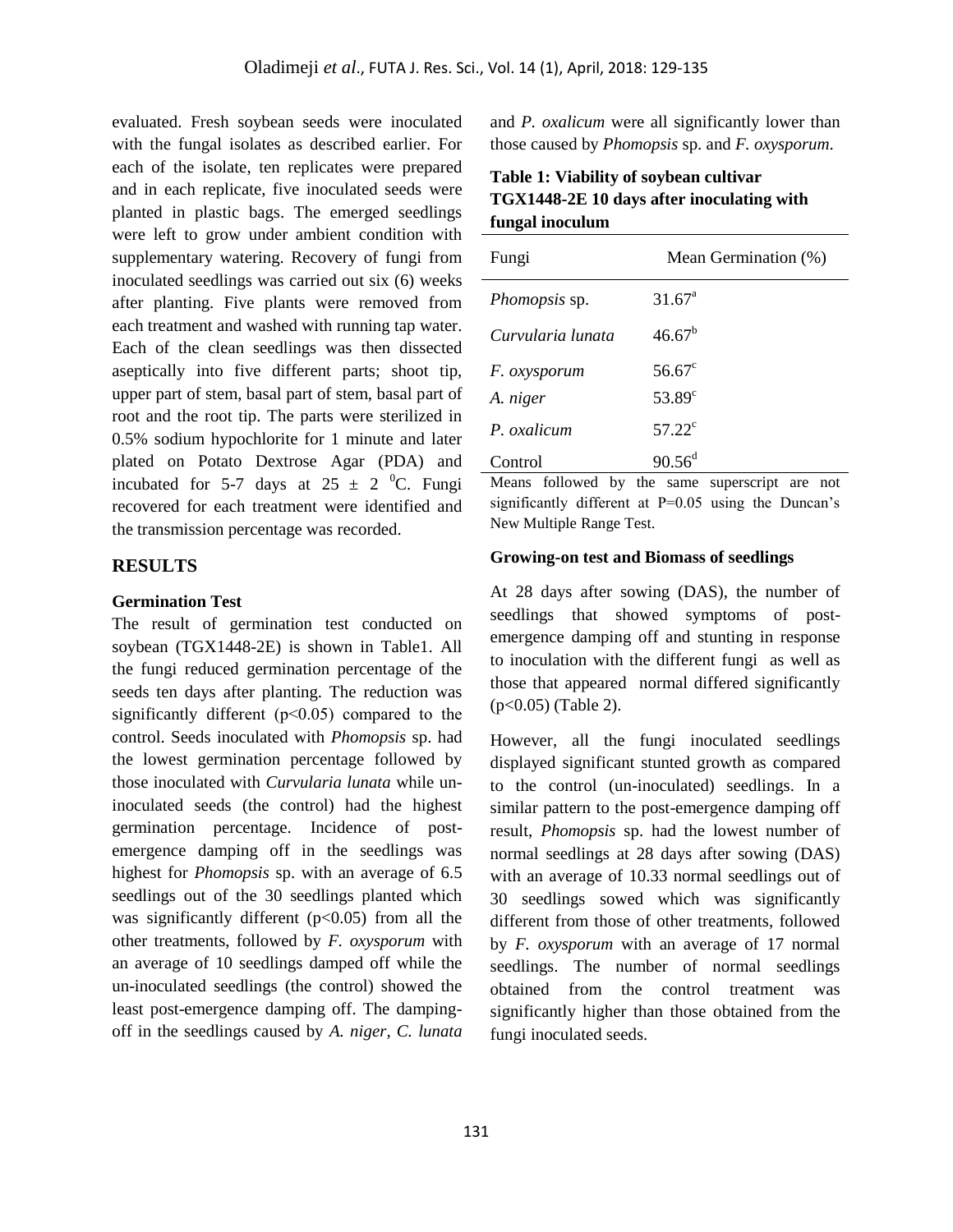evaluated. Fresh soybean seeds were inoculated with the fungal isolates as described earlier. For each of the isolate, ten replicates were prepared and in each replicate, five inoculated seeds were planted in plastic bags. The emerged seedlings were left to grow under ambient condition with supplementary watering. Recovery of fungi from inoculated seedlings was carried out six (6) weeks after planting. Five plants were removed from each treatment and washed with running tap water. Each of the clean seedlings was then dissected aseptically into five different parts; shoot tip, upper part of stem, basal part of stem, basal part of root and the root tip. The parts were sterilized in 0.5% sodium hypochlorite for 1 minute and later plated on Potato Dextrose Agar (PDA) and incubated for 5-7 days at $25 \pm 2$ $^{0}$C. Fungi recovered for each treatment were identified and the transmission percentage was recorded.

## RESULTS

### Germination Test

The result of germination test conducted on soybean (TGX1448-2E) is shown in Table1. All the fungi reduced germination percentage of the seeds ten days after planting. The reduction was significantly different ($p<0.05$) compared to the control. Seeds inoculated with *Phomopsis* sp. had the lowest germination percentage followed by those inoculated with *Curvularia lunata* while un-inoculated seeds (the control) had the highest germination percentage. Incidence of post-emergence damping off in the seedlings was highest for *Phomopsis* sp. with an average of 6.5 seedlings out of the 30 seedlings planted which was significantly different ($p<0.05$) from all the other treatments, followed by *F. oxysporum* with an average of 10 seedlings damped off while the un-inoculated seedlings (the control) showed the least post-emergence damping off. The damping-off in the seedlings caused by *A. niger*, *C. lunata* and *P. oxalicum* were all significantly lower than those caused by *Phomopsis* sp. and *F. oxysporum*.

**Table 1: Viability of soybean cultivar TGX1448-2E 10 days after inoculating with fungal inoculum**

| Fungi | Mean Germination (%) |
|---|---|
| *Phomopsis* sp. | 31.67[a] |
| *Curvularia lunata* | 46.67[b] |
| *F. oxysporum* | 56.67[c] |
| *A. niger* | 53.89[c] |
| *P. oxalicum* | 57.22[c] |
| Control | 90.56[d] |

Means followed by the same superscript are not significantly different at P=0.05 using the Duncan's New Multiple Range Test.

### Growing-on test and Biomass of seedlings

At 28 days after sowing (DAS), the number of seedlings that showed symptoms of post-emergence damping off and stunting in response to inoculation with the different fungi as well as those that appeared normal differed significantly ($p<0.05$) (Table 2).

However, all the fungi inoculated seedlings displayed significant stunted growth as compared to the control (un-inoculated) seedlings. In a similar pattern to the post-emergence damping off result, *Phomopsis* sp. had the lowest number of normal seedlings at 28 days after sowing (DAS) with an average of 10.33 normal seedlings out of 30 seedlings sowed which was significantly different from those of other treatments, followed by *F. oxysporum* with an average of 17 normal seedlings. The number of normal seedlings obtained from the control treatment was significantly higher than those obtained from the fungi inoculated seeds.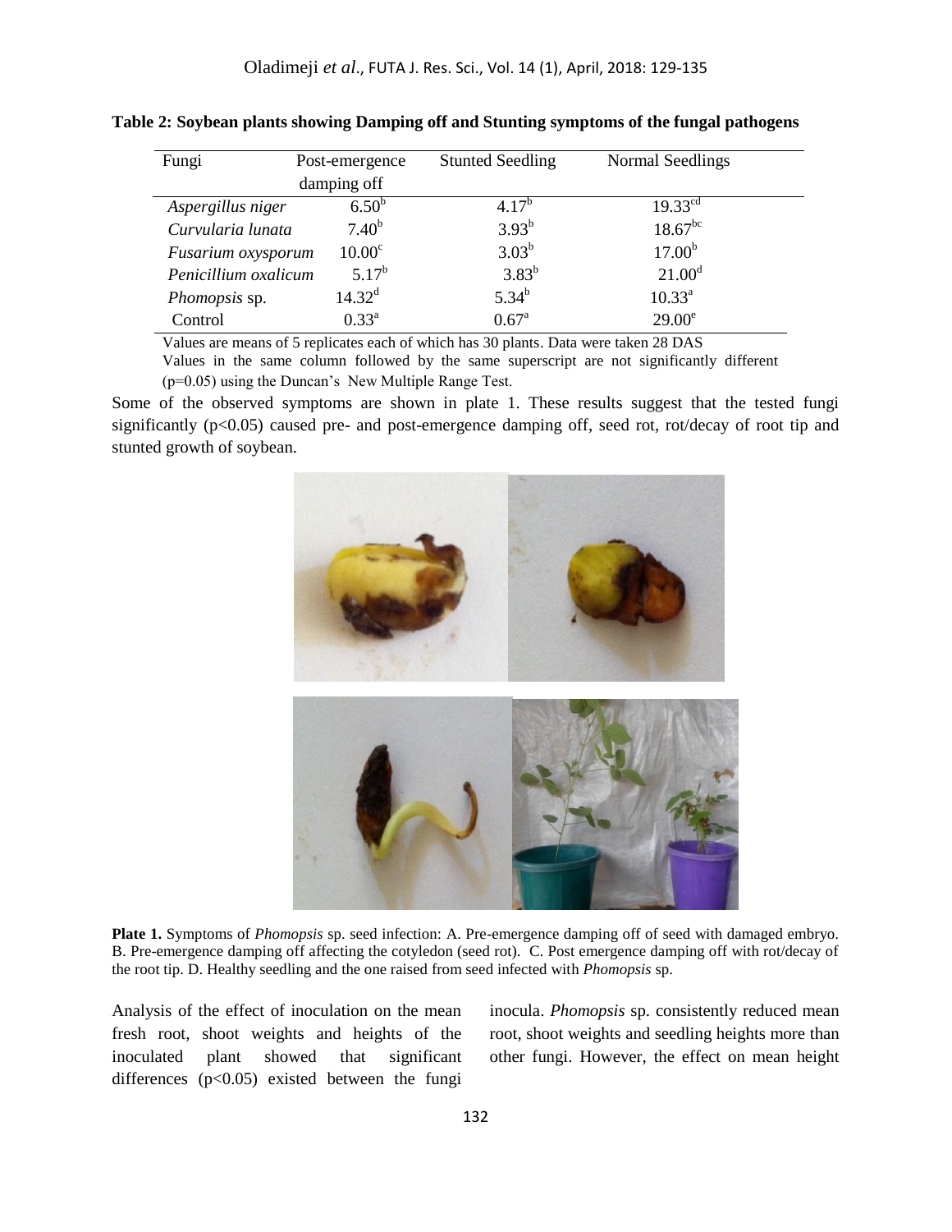**Table 2: Soybean plants showing Damping off and Stunting symptoms of the fungal pathogens**

| Fungi | Post-emergence damping off | Stunted Seedling | Normal Seedlings |
|---|---|---|---|
| *Aspergillus niger* | $6.50^{b}$ | $4.17^{b}$ | $19.33^{cd}$ |
| *Curvularia lunata* | $7.40^{b}$ | $3.93^{b}$ | $18.67^{bc}$ |
| *Fusarium oxysporum* | $10.00^{c}$ | $3.03^{b}$ | $17.00^{b}$ |
| *Penicillium oxalicum* | $5.17^{b}$ | $3.83^{b}$ | $21.00^{d}$ |
| *Phomopsis* sp. | $14.32^{d}$ | $5.34^{b}$ | $10.33^{a}$ |
| Control | $0.33^{a}$ | $0.67^{a}$ | $29.00^{e}$ |

Values are means of 5 replicates each of which has 30 plants. Data were taken 28 DAS

Values in the same column followed by the same superscript are not significantly different ($p=0.05$) using the Duncan's New Multiple Range Test.

Some of the observed symptoms are shown in plate 1. These results suggest that the tested fungi significantly ($p<0.05$) caused pre- and post-emergence damping off, seed rot, rot/decay of root tip and stunted growth of soybean.

**Plate 1.** Symptoms of *Phomopsis* sp. seed infection: A. Pre-emergence damping off of seed with damaged embryo. B. Pre-emergence damping off affecting the cotyledon (seed rot). C. Post emergence damping off with rot/decay of the root tip. D. Healthy seedling and the one raised from seed infected with *Phomopsis* sp.

Analysis of the effect of inoculation on the mean fresh root, shoot weights and heights of the inoculated plant showed that significant differences ($p<0.05$) existed between the fungi inocula. *Phomopsis* sp. consistently reduced mean root, shoot weights and seedling heights more than other fungi. However, the effect on mean height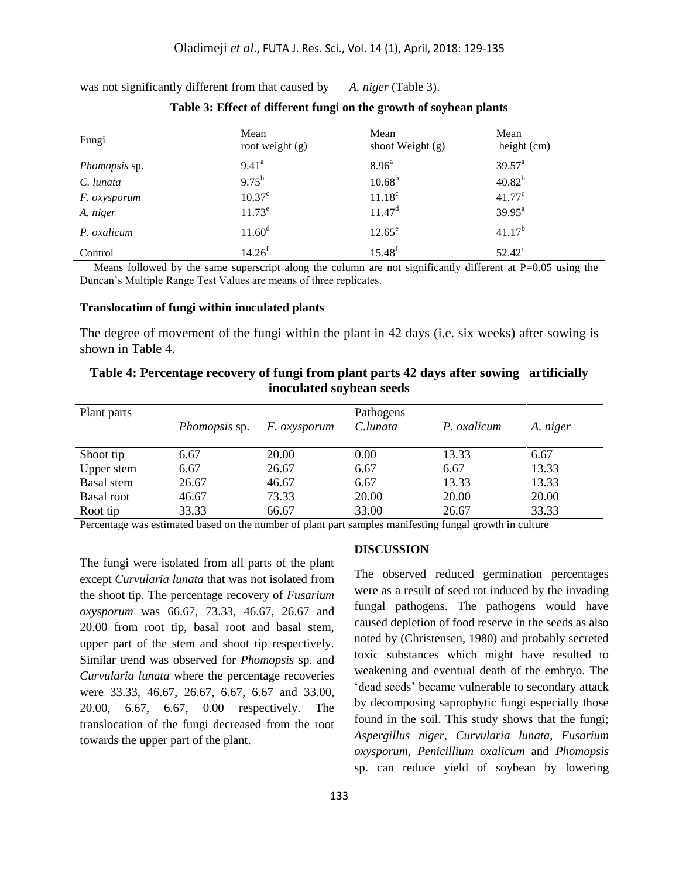was not significantly different from that caused by *A. niger* (Table 3).

**Table 3: Effect of different fungi on the growth of soybean plants**

| Fungi | Mean root weight (g) | Mean shoot Weight (g) | Mean height (cm) |
|---|---|---|---|
| *Phomopsis* sp. | $9.41^a$ | $8.96^a$ | $39.57^a$ |
| *C. lunata* | $9.75^b$ | $10.68^b$ | $40.82^b$ |
| *F. oxysporum* | $10.37^c$ | $11.18^c$ | $41.77^c$ |
| *A. niger* | $11.73^e$ | $11.47^d$ | $39.95^a$ |
| *P. oxalicum* | $11.60^d$ | $12.65^e$ | $41.17^b$ |
| Control | $14.26^f$ | $15.48^f$ | $52.42^d$ |

Means followed by the same superscript along the column are not significantly different at P=0.05 using the Duncan's Multiple Range Test Values are means of three replicates.

#### Translocation of fungi within inoculated plants

The degree of movement of the fungi within the plant in 42 days (i.e. six weeks) after sowing is shown in Table 4.

**Table 4: Percentage recovery of fungi from plant parts 42 days after sowing artificially inoculated soybean seeds**

| Plant parts | Pathogens | | | | |
|---|---|---|---|---|---|
| | *Phomopsis* sp. | *F. oxysporum* | *C.lunata* | *P. oxalicum* | *A. niger* |
| Shoot tip | 6.67 | 20.00 | 0.00 | 13.33 | 6.67 |
| Upper stem | 6.67 | 26.67 | 6.67 | 6.67 | 13.33 |
| Basal stem | 26.67 | 46.67 | 6.67 | 13.33 | 13.33 |
| Basal root | 46.67 | 73.33 | 20.00 | 20.00 | 20.00 |
| Root tip | 33.33 | 66.67 | 33.00 | 26.67 | 33.33 |

Percentage was estimated based on the number of plant part samples manifesting fungal growth in culture

The fungi were isolated from all parts of the plant except *Curvularia lunata* that was not isolated from the shoot tip. The percentage recovery of *Fusarium oxysporum* was 66.67, 73.33, 46.67, 26.67 and 20.00 from root tip, basal root and basal stem, upper part of the stem and shoot tip respectively. Similar trend was observed for *Phomopsis* sp. and *Curvularia lunata* where the percentage recoveries were 33.33, 46.67, 26.67, 6.67, 6.67 and 33.00, 20.00, 6.67, 6.67, 0.00 respectively. The translocation of the fungi decreased from the root towards the upper part of the plant.

## DISCUSSION

The observed reduced germination percentages were as a result of seed rot induced by the invading fungal pathogens. The pathogens would have caused depletion of food reserve in the seeds as also noted by (Christensen, 1980) and probably secreted toxic substances which might have resulted to weakening and eventual death of the embryo. The 'dead seeds' became vulnerable to secondary attack by decomposing saprophytic fungi especially those found in the soil. This study shows that the fungi; *Aspergillus niger*, *Curvularia lunata*, *Fusarium oxysporum*, *Penicillium oxalicum* and *Phomopsis* sp. can reduce yield of soybean by lowering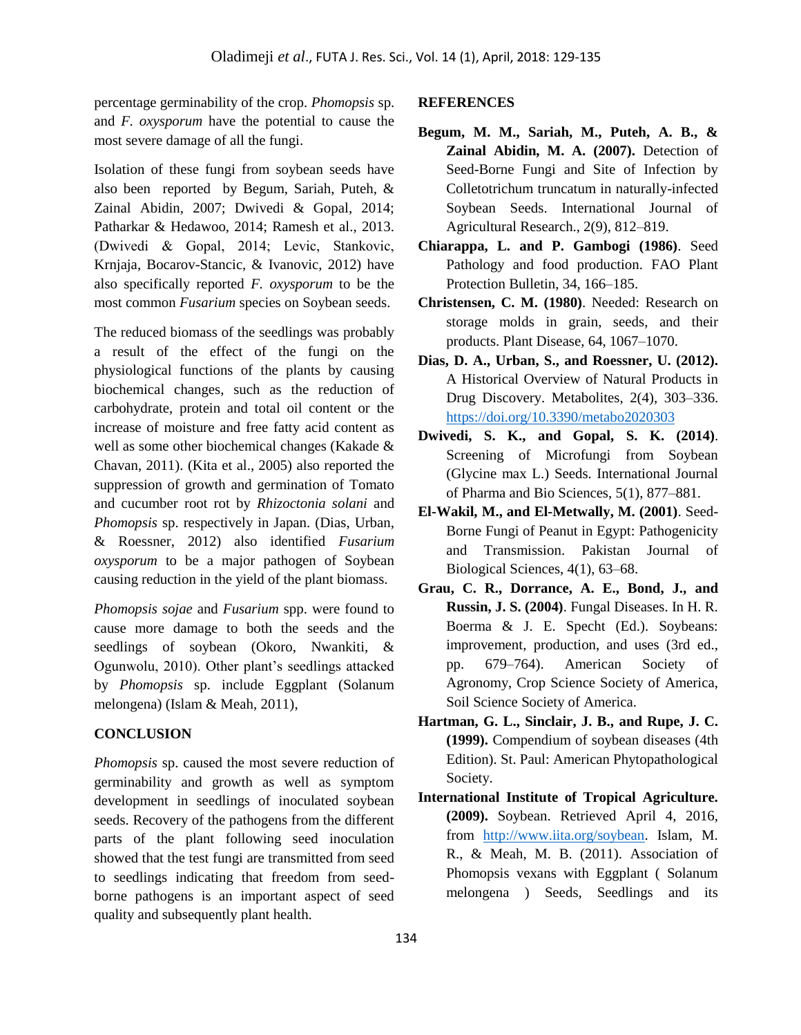percentage germinability of the crop. *Phomopsis* sp. and *F. oxysporum* have the potential to cause the most severe damage of all the fungi.

Isolation of these fungi from soybean seeds have also been reported by Begum, Sariah, Puteh, & Zainal Abidin, 2007; Dwivedi & Gopal, 2014; Patharkar & Hedawoo, 2014; Ramesh et al., 2013. (Dwivedi & Gopal, 2014; Levic, Stankovic, Krnjaja, Bocarov-Stancic, & Ivanovic, 2012) have also specifically reported *F. oxysporum* to be the most common *Fusarium* species on Soybean seeds.

The reduced biomass of the seedlings was probably a result of the effect of the fungi on the physiological functions of the plants by causing biochemical changes, such as the reduction of carbohydrate, protein and total oil content or the increase of moisture and free fatty acid content as well as some other biochemical changes (Kakade & Chavan, 2011). (Kita et al., 2005) also reported the suppression of growth and germination of Tomato and cucumber root rot by *Rhizoctonia solani* and *Phomopsis* sp. respectively in Japan. (Dias, Urban, & Roessner, 2012) also identified *Fusarium oxysporum* to be a major pathogen of Soybean causing reduction in the yield of the plant biomass.

*Phomopsis sojae* and *Fusarium* spp. were found to cause more damage to both the seeds and the seedlings of soybean (Okoro, Nwankiti, & Ogunwolu, 2010). Other plant's seedlings attacked by *Phomopsis* sp. include Eggplant (Solanum melongena) (Islam & Meah, 2011),

## CONCLUSION

*Phomopsis* sp. caused the most severe reduction of germinability and growth as well as symptom development in seedlings of inoculated soybean seeds. Recovery of the pathogens from the different parts of the plant following seed inoculation showed that the test fungi are transmitted from seed to seedlings indicating that freedom from seed-borne pathogens is an important aspect of seed quality and subsequently plant health.

## REFERENCES

**Begum, M. M., Sariah, M., Puteh, A. B., & Zainal Abidin, M. A. (2007).** Detection of Seed-Borne Fungi and Site of Infection by Colletotrichum truncatum in naturally-infected Soybean Seeds. International Journal of Agricultural Research., 2(9), 812–819.

**Chiarappa, L. and P. Gambogi (1986)**. Seed Pathology and food production. FAO Plant Protection Bulletin, 34, 166–185.

**Christensen, C. M. (1980)**. Needed: Research on storage molds in grain, seeds, and their products. Plant Disease, 64, 1067–1070.

**Dias, D. A., Urban, S., and Roessner, U. (2012).** A Historical Overview of Natural Products in Drug Discovery. Metabolites, 2(4), 303–336. https://doi.org/10.3390/metabo2020303

**Dwivedi, S. K., and Gopal, S. K. (2014)**. Screening of Microfungi from Soybean (Glycine max L.) Seeds. International Journal of Pharma and Bio Sciences, 5(1), 877–881.

**El-Wakil, M., and El-Metwally, M. (2001)**. Seed-Borne Fungi of Peanut in Egypt: Pathogenicity and Transmission. Pakistan Journal of Biological Sciences, 4(1), 63–68.

**Grau, C. R., Dorrance, A. E., Bond, J., and Russin, J. S. (2004)**. Fungal Diseases. In H. R. Boerma & J. E. Specht (Ed.). Soybeans: improvement, production, and uses (3rd ed., pp. 679–764). American Society of Agronomy, Crop Science Society of America, Soil Science Society of America.

**Hartman, G. L., Sinclair, J. B., and Rupe, J. C. (1999).** Compendium of soybean diseases (4th Edition). St. Paul: American Phytopathological Society.

**International Institute of Tropical Agriculture. (2009).** Soybean. Retrieved April 4, 2016, from http://www.iita.org/soybean. Islam, M. R., & Meah, M. B. (2011). Association of Phomopsis vexans with Eggplant ( Solanum melongena ) Seeds, Seedlings and its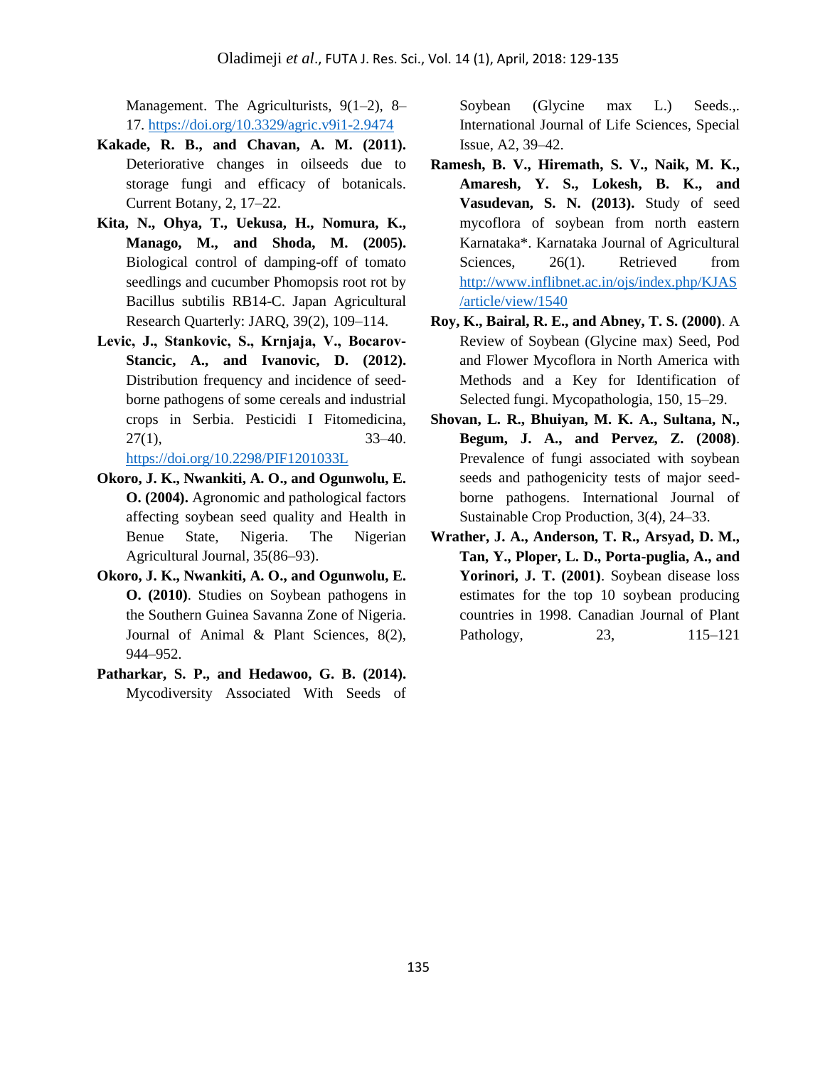Management. The Agriculturists, 9(1–2), 8–17. https://doi.org/10.3329/agric.v9i1-2.9474

**Kakade, R. B., and Chavan, A. M. (2011).** Deteriorative changes in oilseeds due to storage fungi and efficacy of botanicals. Current Botany, 2, 17–22.

**Kita, N., Ohya, T., Uekusa, H., Nomura, K., Manago, M., and Shoda, M. (2005).** Biological control of damping-off of tomato seedlings and cucumber Phomopsis root rot by Bacillus subtilis RB14-C. Japan Agricultural Research Quarterly: JARQ, 39(2), 109–114.

**Levic, J., Stankovic, S., Krnjaja, V., Bocarov-Stancic, A., and Ivanovic, D. (2012).** Distribution frequency and incidence of seed-borne pathogens of some cereals and industrial crops in Serbia. Pesticidi I Fitomedicina, 27(1), 33–40. https://doi.org/10.2298/PIF1201033L

**Okoro, J. K., Nwankiti, A. O., and Ogunwolu, E. O. (2004).** Agronomic and pathological factors affecting soybean seed quality and Health in Benue State, Nigeria. The Nigerian Agricultural Journal, 35(86–93).

**Okoro, J. K., Nwankiti, A. O., and Ogunwolu, E. O. (2010)**. Studies on Soybean pathogens in the Southern Guinea Savanna Zone of Nigeria. Journal of Animal & Plant Sciences, 8(2), 944–952.

**Patharkar, S. P., and Hedawoo, G. B. (2014).** Mycodiversity Associated With Seeds of Soybean (Glycine max L.) Seeds.,. International Journal of Life Sciences, Special Issue, A2, 39–42.

**Ramesh, B. V., Hiremath, S. V., Naik, M. K., Amaresh, Y. S., Lokesh, B. K., and Vasudevan, S. N. (2013).** Study of seed mycoflora of soybean from north eastern Karnataka*. Karnataka Journal of Agricultural Sciences, 26(1). Retrieved from http://www.inflibnet.ac.in/ojs/index.php/KJAS/article/view/1540

**Roy, K., Bairal, R. E., and Abney, T. S. (2000)**. A Review of Soybean (Glycine max) Seed, Pod and Flower Mycoflora in North America with Methods and a Key for Identification of Selected fungi. Mycopathologia, 150, 15–29.

**Shovan, L. R., Bhuiyan, M. K. A., Sultana, N., Begum, J. A., and Pervez, Z. (2008)**. Prevalence of fungi associated with soybean seeds and pathogenicity tests of major seed-borne pathogens. International Journal of Sustainable Crop Production, 3(4), 24–33.

**Wrather, J. A., Anderson, T. R., Arsyad, D. M., Tan, Y., Ploper, L. D., Porta-puglia, A., and Yorinori, J. T. (2001)**. Soybean disease loss estimates for the top 10 soybean producing countries in 1998. Canadian Journal of Plant Pathology, 23, 115–121